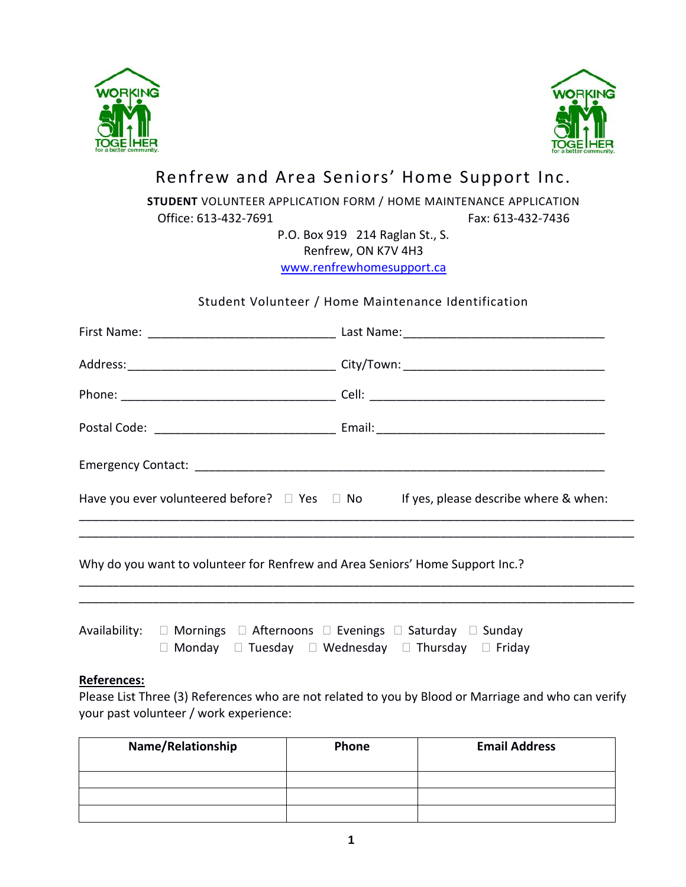# Renfrew and Area Seniors' Home Support Inc.

**STUDENT** VOLUNTEER APPLICATION FORM / HOME MAINTENANCE APPLICATION

Office: 613-432-7691 Fax: 613-432-7436

P.O. Box 919 214 Raglan St., S.
Renfrew, ON K7V 4H3
www.renfrewhomesupport.ca

## Student Volunteer / Home Maintenance Identification

First Name: ___________________________ Last Name: _____________________________

Address: ______________________________ City/Town: _____________________________

Phone: ________________________________ Cell: __________________________________

Postal Code: ___________________________ Email: _________________________________

Emergency Contact: ____________________________________________________________

Have you ever volunteered before? ☐ Yes ☐ No If yes, please describe where & when:

_____________________________________________________________________________

_____________________________________________________________________________

Why do you want to volunteer for Renfrew and Area Seniors' Home Support Inc.?

_____________________________________________________________________________

_____________________________________________________________________________

Availability: ☐ Mornings ☐ Afternoons ☐ Evenings ☐ Saturday ☐ Sunday
☐ Monday ☐ Tuesday ☐ Wednesday ☐ Thursday ☐ Friday

**References:**

Please List Three (3) References who are not related to you by Blood or Marriage and who can verify your past volunteer / work experience:

| Name/Relationship | Phone | Email Address |
|---|---|---|
| | | |
| | | |
| | | |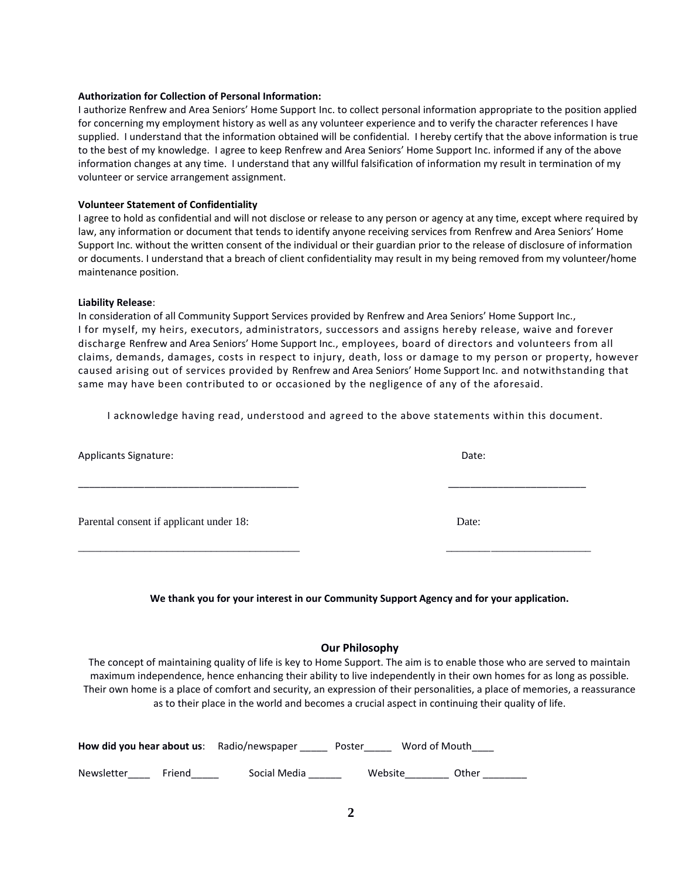**Authorization for Collection of Personal Information:**
I authorize Renfrew and Area Seniors' Home Support Inc. to collect personal information appropriate to the position applied for concerning my employment history as well as any volunteer experience and to verify the character references I have supplied. I understand that the information obtained will be confidential. I hereby certify that the above information is true to the best of my knowledge. I agree to keep Renfrew and Area Seniors' Home Support Inc. informed if any of the above information changes at any time. I understand that any willful falsification of information my result in termination of my volunteer or service arrangement assignment.

**Volunteer Statement of Confidentiality**
I agree to hold as confidential and will not disclose or release to any person or agency at any time, except where required by law, any information or document that tends to identify anyone receiving services from Renfrew and Area Seniors' Home Support Inc. without the written consent of the individual or their guardian prior to the release of disclosure of information or documents. I understand that a breach of client confidentiality may result in my being removed from my volunteer/home maintenance position.

**Liability Release**:
In consideration of all Community Support Services provided by Renfrew and Area Seniors' Home Support Inc., I for myself, my heirs, executors, administrators, successors and assigns hereby release, waive and forever discharge Renfrew and Area Seniors' Home Support Inc., employees, board of directors and volunteers from all claims, demands, damages, costs in respect to injury, death, loss or damage to my person or property, however caused arising out of services provided by Renfrew and Area Seniors' Home Support Inc. and notwithstanding that same may have been contributed to or occasioned by the negligence of any of the aforesaid.

I acknowledge having read, understood and agreed to the above statements within this document.

Applicants Signature: Date:

_______________________________________ _________________________

Parental consent if applicant under 18: Date:

_______________________________________ _________________________

**We thank you for your interest in our Community Support Agency and for your application.**

## Our Philosophy

The concept of maintaining quality of life is key to Home Support. The aim is to enable those who are served to maintain maximum independence, hence enhancing their ability to live independently in their own homes for as long as possible. Their own home is a place of comfort and security, an expression of their personalities, a place of memories, a reassurance as to their place in the world and becomes a crucial aspect in continuing their quality of life.

**How did you hear about us**: Radio/newspaper _____ Poster_____ Word of Mouth____

Newsletter____ Friend_____ Social Media ______ Website________ Other ________